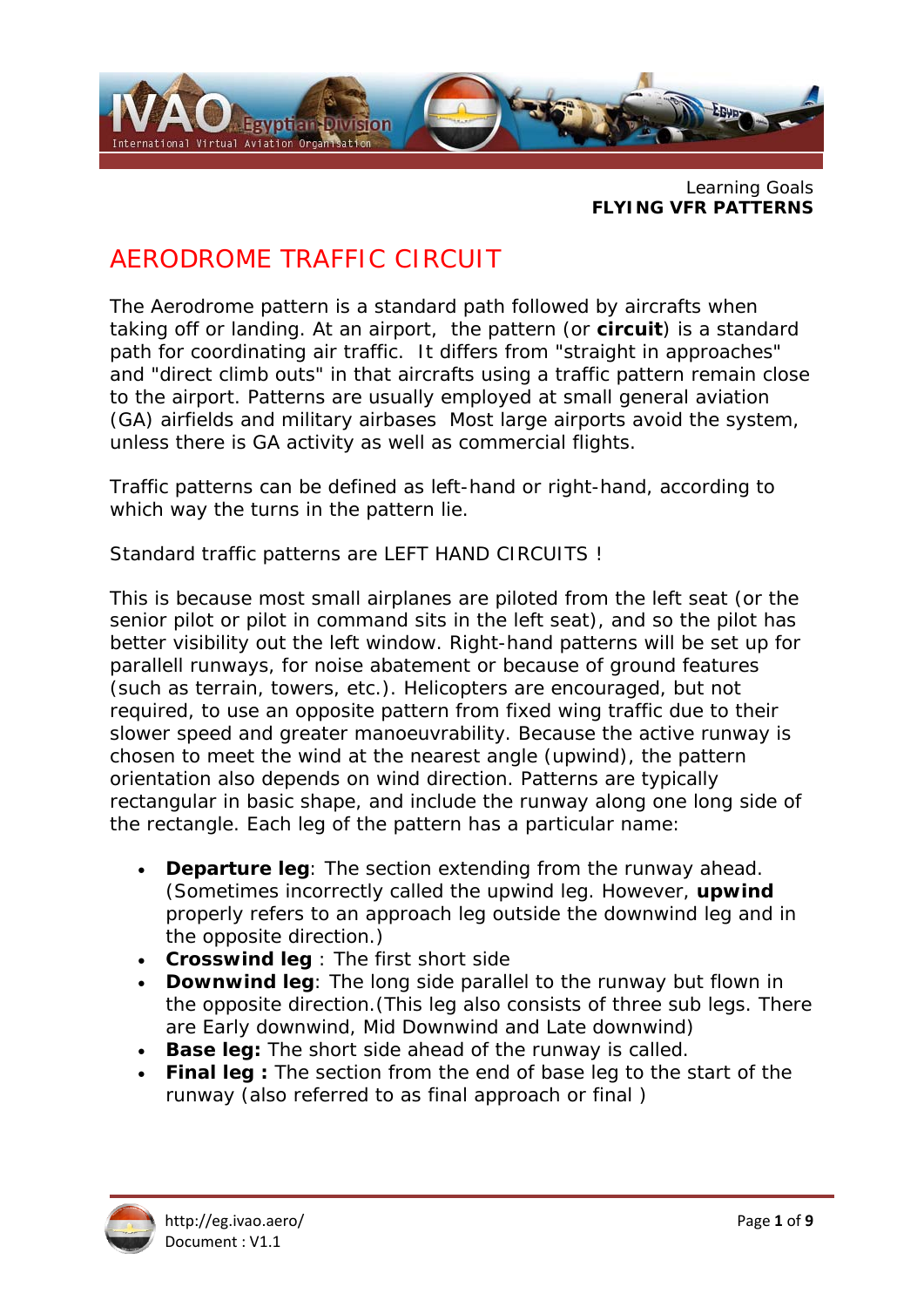Learning Goals
**FLYING VFR PATTERNS**

# AERODROME TRAFFIC CIRCUIT

The Aerodrome pattern is a standard path followed by aircrafts when taking off or landing. At an airport, the pattern (or **circuit**) is a standard path for coordinating air traffic. It differs from "straight in approaches" and "direct climb outs" in that aircrafts using a traffic pattern remain close to the airport. Patterns are usually employed at small general aviation (GA) airfields and military airbases Most large airports avoid the system, unless there is GA activity as well as commercial flights.

Traffic patterns can be defined as left-hand or right-hand, according to which way the turns in the pattern lie.

Standard traffic patterns are LEFT HAND CIRCUITS !

This is because most small airplanes are piloted from the left seat (or the senior pilot or pilot in command sits in the left seat), and so the pilot has better visibility out the left window. Right-hand patterns will be set up for parallell runways, for noise abatement or because of ground features (such as terrain, towers, etc.). Helicopters are encouraged, but not required, to use an opposite pattern from fixed wing traffic due to their slower speed and greater manoeuvrability. Because the active runway is chosen to meet the wind at the nearest angle (upwind), the pattern orientation also depends on wind direction. Patterns are typically rectangular in basic shape, and include the runway along one long side of the rectangle. Each leg of the pattern has a particular name:

- **Departure leg**: The section extending from the runway ahead. (Sometimes incorrectly called the upwind leg. However, **upwind** properly refers to an approach leg outside the downwind leg and in the opposite direction.)
- **Crosswind leg** : The first short side
- **Downwind leg**: The long side parallel to the runway but flown in the opposite direction.(This leg also consists of three sub legs. There are Early downwind, Mid Downwind and Late downwind)
- **Base leg:** The short side ahead of the runway is called.
- **Final leg :** The section from the end of base leg to the start of the runway (also referred to as final approach or final )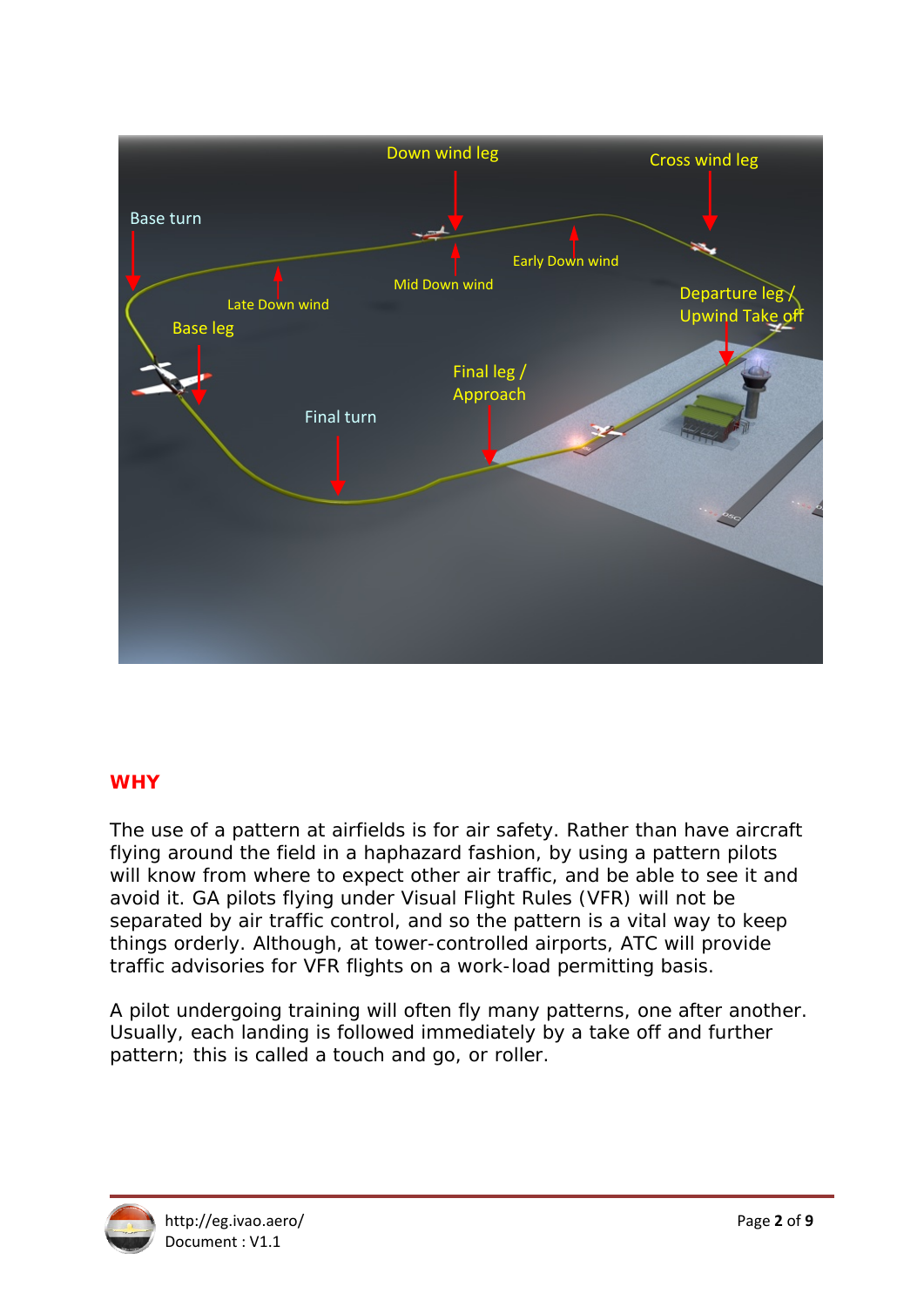## WHY

The use of a pattern at airfields is for air safety. Rather than have aircraft flying around the field in a haphazard fashion, by using a pattern pilots will know from where to expect other air traffic, and be able to see it and avoid it. GA pilots flying under Visual Flight Rules (VFR) will not be separated by air traffic control, and so the pattern is a vital way to keep things orderly. Although, at tower-controlled airports, ATC will provide traffic advisories for VFR flights on a work-load permitting basis.

A pilot undergoing training will often fly many patterns, one after another. Usually, each landing is followed immediately by a take off and further pattern; this is called a touch and go, or roller.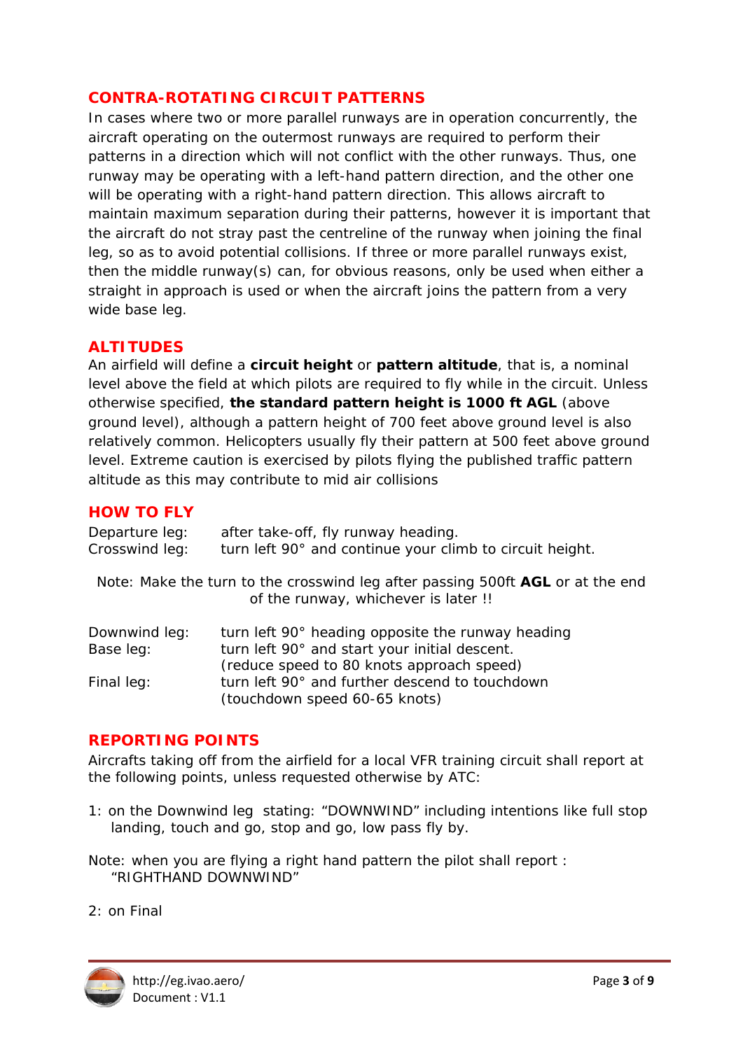## CONTRA-ROTATING CIRCUIT PATTERNS

In cases where two or more parallel runways are in operation concurrently, the aircraft operating on the outermost runways are required to perform their patterns in a direction which will not conflict with the other runways. Thus, one runway may be operating with a left-hand pattern direction, and the other one will be operating with a right-hand pattern direction. This allows aircraft to maintain maximum separation during their patterns, however it is important that the aircraft do not stray past the centreline of the runway when joining the final leg, so as to avoid potential collisions. If three or more parallel runways exist, then the middle runway(s) can, for obvious reasons, only be used when either a straight in approach is used or when the aircraft joins the pattern from a very wide base leg.

## ALTITUDES

An airfield will define a **circuit height** or **pattern altitude**, that is, a nominal level above the field at which pilots are required to fly while in the circuit. Unless otherwise specified, **the standard pattern height is 1000 ft AGL** (above ground level), although a pattern height of 700 feet above ground level is also relatively common. Helicopters usually fly their pattern at 500 feet above ground level. Extreme caution is exercised by pilots flying the published traffic pattern altitude as this may contribute to mid air collisions

## HOW TO FLY

Departure leg: after take-off, fly runway heading.
Crosswind leg: turn left 90° and continue your climb to circuit height.

Note: Make the turn to the crosswind leg after passing 500ft **AGL** or at the end of the runway, whichever is later !!

Downwind leg: turn left 90° heading opposite the runway heading
Base leg: turn left 90° and start your initial descent. (reduce speed to 80 knots approach speed)
Final leg: turn left 90° and further descend to touchdown (touchdown speed 60-65 knots)

## REPORTING POINTS

Aircrafts taking off from the airfield for a local VFR training circuit shall report at the following points, unless requested otherwise by ATC:

1: on the Downwind leg stating: "DOWNWIND" including intentions like full stop landing, touch and go, stop and go, low pass fly by.

Note: when you are flying a right hand pattern the pilot shall report : "RIGHTHAND DOWNWIND"

2: on Final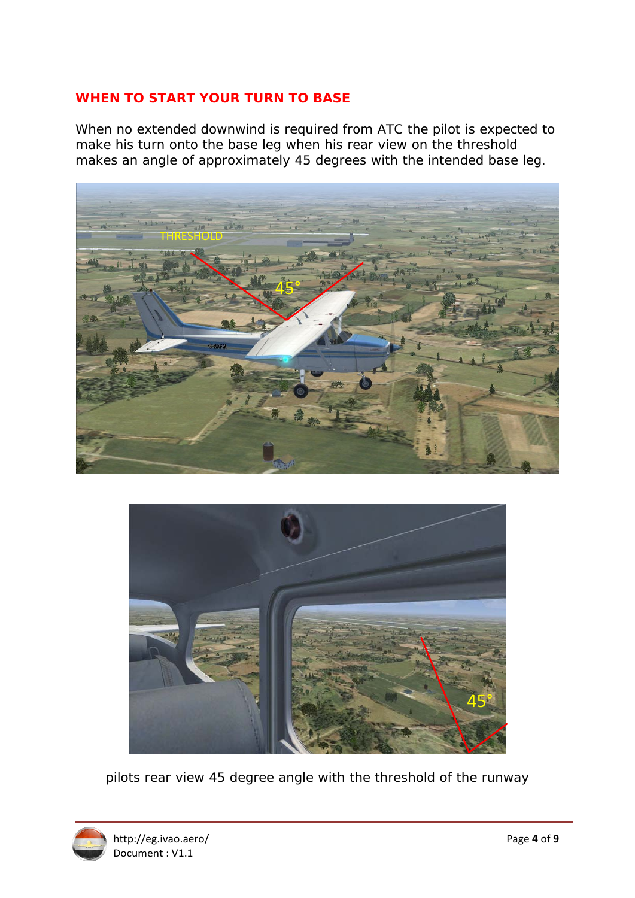## WHEN TO START YOUR TURN TO BASE

When no extended downwind is required from ATC the pilot is expected to make his turn onto the base leg when his rear view on the threshold makes an angle of approximately 45 degrees with the intended base leg.

pilots rear view 45 degree angle with the threshold of the runway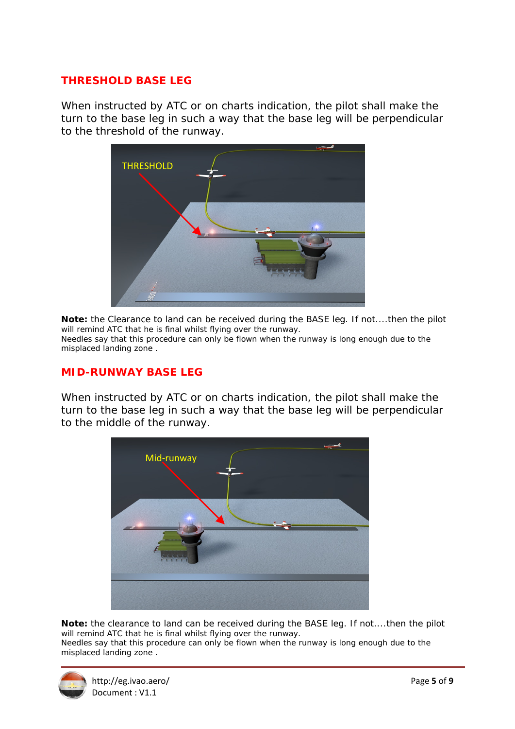## THRESHOLD BASE LEG

When instructed by ATC or on charts indication, the pilot shall make the turn to the base leg in such a way that the base leg will be perpendicular to the threshold of the runway.

**Note:** the Clearance to land can be received during the BASE leg. If not....then the pilot will remind ATC that he is final whilst flying over the runway.
Needles say that this procedure can only be flown when the runway is long enough due to the misplaced landing zone .

## MID-RUNWAY BASE LEG

When instructed by ATC or on charts indication, the pilot shall make the turn to the base leg in such a way that the base leg will be perpendicular to the middle of the runway.

**Note:** the clearance to land can be received during the BASE leg. If not....then the pilot will remind ATC that he is final whilst flying over the runway.
Needles say that this procedure can only be flown when the runway is long enough due to the misplaced landing zone .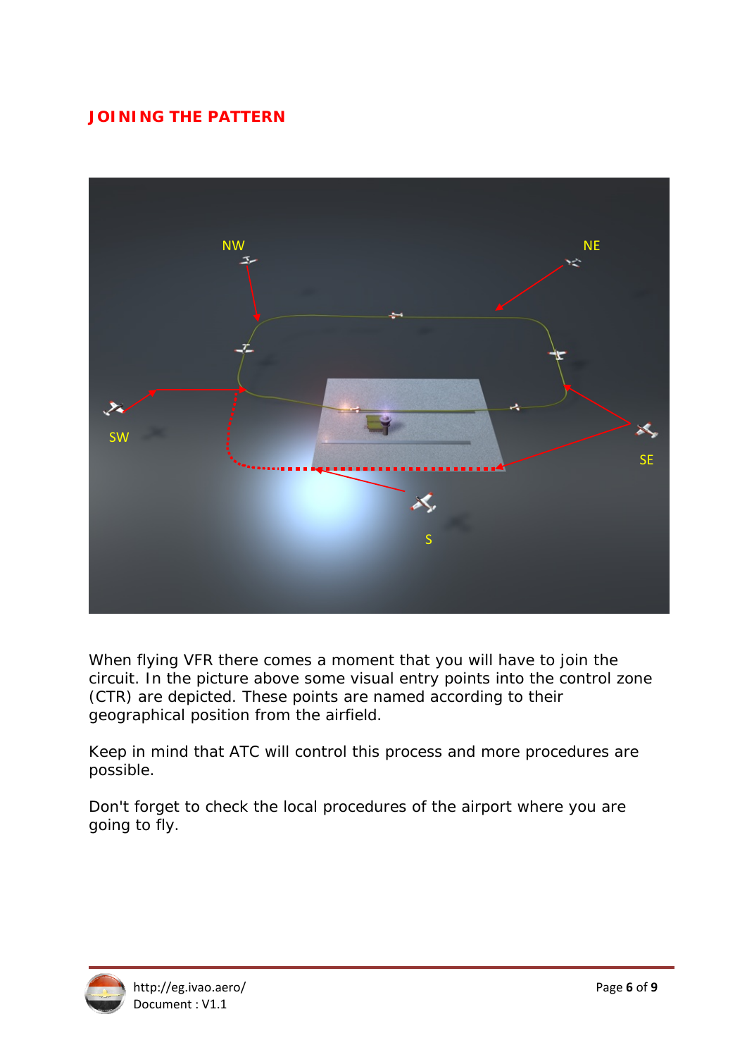## JOINING THE PATTERN

When flying VFR there comes a moment that you will have to join the circuit. In the picture above some visual entry points into the control zone (CTR) are depicted. These points are named according to their geographical position from the airfield.

Keep in mind that ATC will control this process and more procedures are possible.

Don't forget to check the local procedures of the airport where you are going to fly.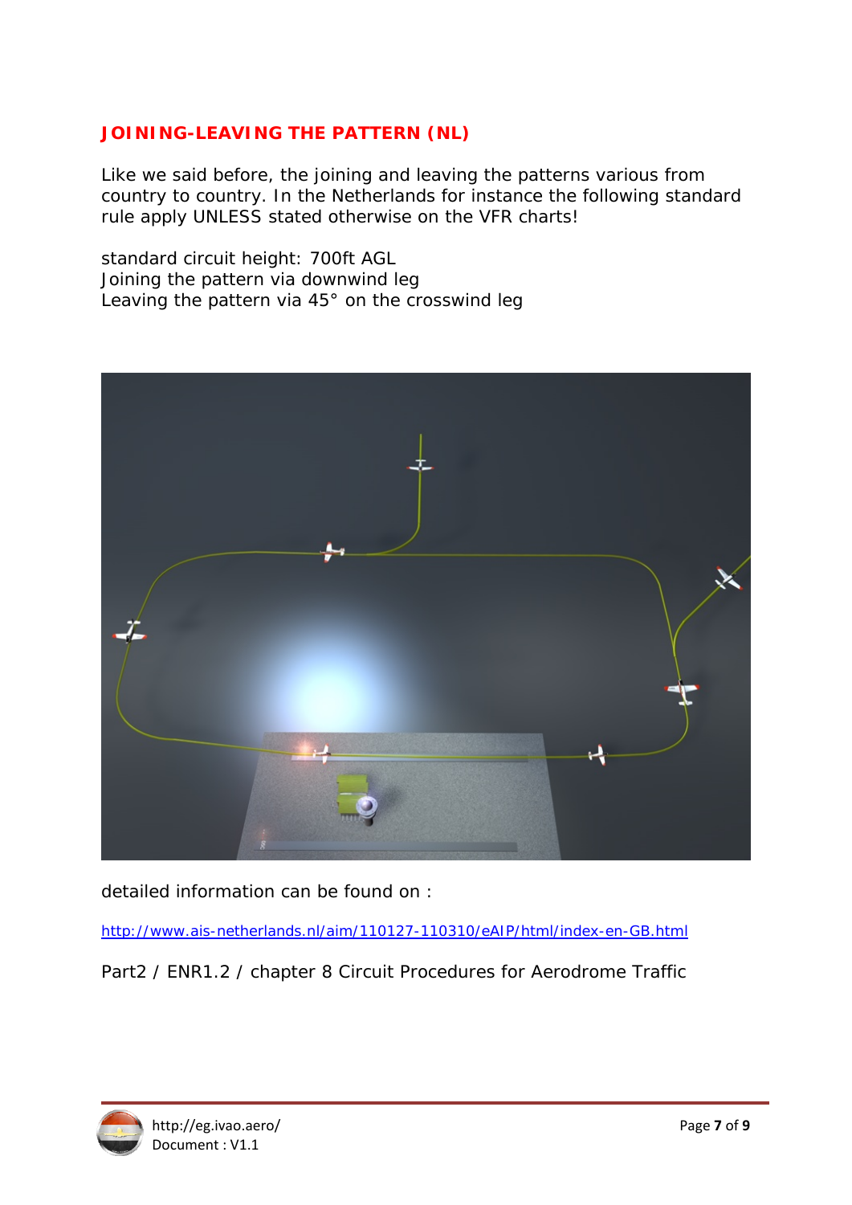## JOINING-LEAVING THE PATTERN (NL)

Like we said before, the joining and leaving the patterns various from country to country. In the Netherlands for instance the following standard rule apply UNLESS stated otherwise on the VFR charts!

standard circuit height: 700ft AGL
Joining the pattern via downwind leg
Leaving the pattern via 45° on the crosswind leg

detailed information can be found on :

http://www.ais-netherlands.nl/aim/110127-110310/eAIP/html/index-en-GB.html

Part2 / ENR1.2 / chapter 8 Circuit Procedures for Aerodrome Traffic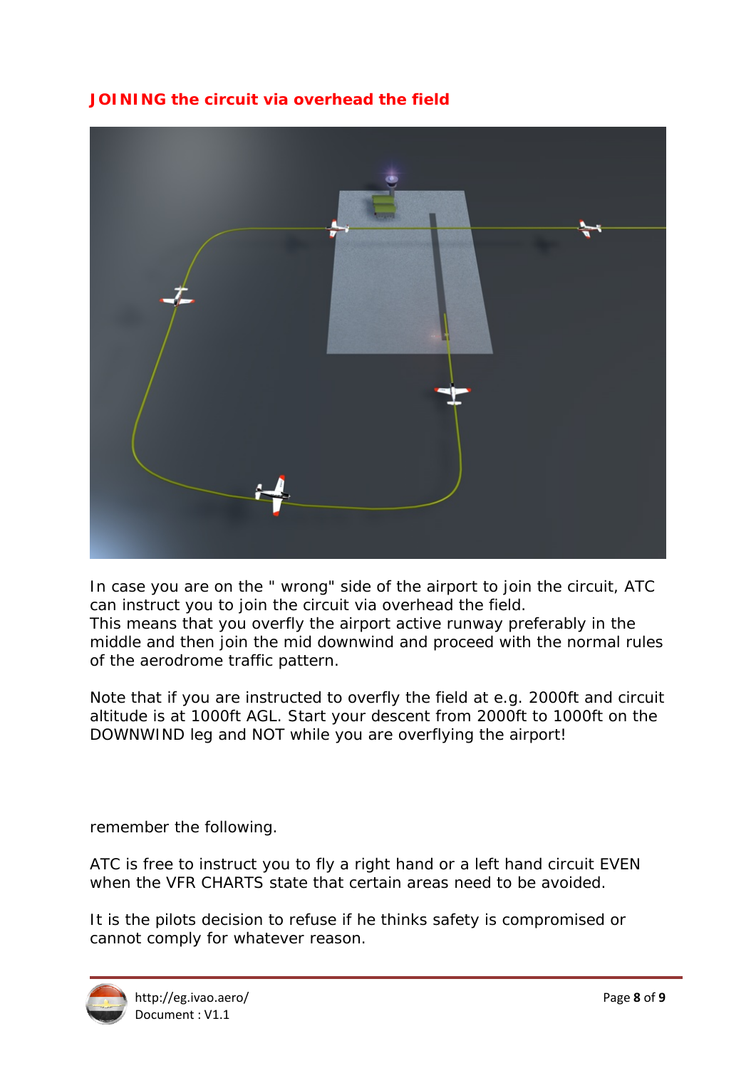## JOINING the circuit via overhead the field

In case you are on the " wrong" side of the airport to join the circuit, ATC can instruct you to join the circuit via overhead the field.
This means that you overfly the airport active runway preferably in the middle and then join the mid downwind and proceed with the normal rules of the aerodrome traffic pattern.

Note that if you are instructed to overfly the field at e.g. 2000ft and circuit altitude is at 1000ft AGL. Start your descent from 2000ft to 1000ft on the DOWNWIND leg and NOT while you are overflying the airport!

remember the following.

ATC is free to instruct you to fly a right hand or a left hand circuit EVEN when the VFR CHARTS state that certain areas need to be avoided.

It is the pilots decision to refuse if he thinks safety is compromised or cannot comply for whatever reason.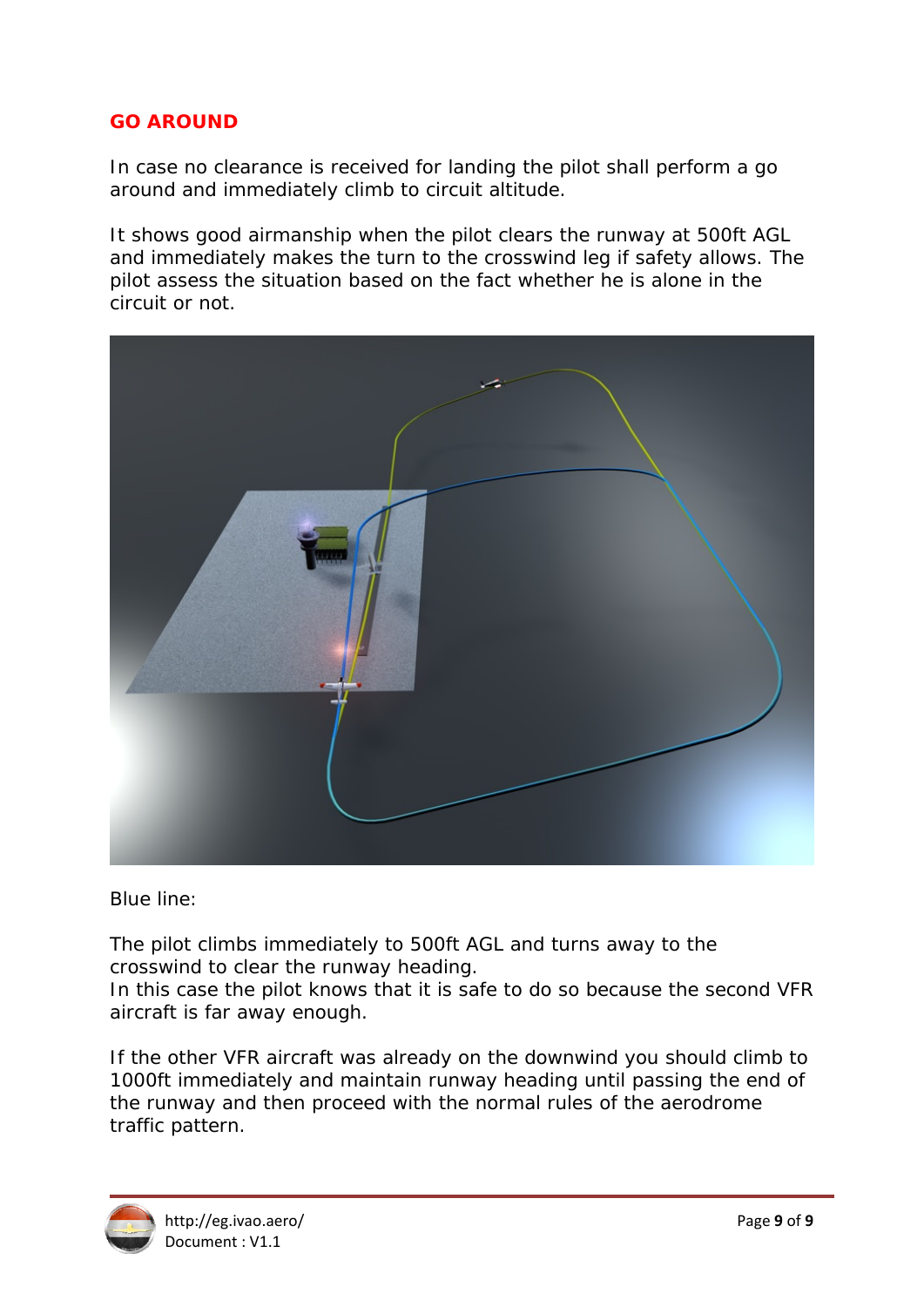## GO AROUND

In case no clearance is received for landing the pilot shall perform a go around and immediately climb to circuit altitude.

It shows good airmanship when the pilot clears the runway at 500ft AGL and immediately makes the turn to the crosswind leg if safety allows. The pilot assess the situation based on the fact whether he is alone in the circuit or not.

Blue line:

The pilot climbs immediately to 500ft AGL and turns away to the crosswind to clear the runway heading.
In this case the pilot knows that it is safe to do so because the second VFR aircraft is far away enough.

If the other VFR aircraft was already on the downwind you should climb to 1000ft immediately and maintain runway heading until passing the end of the runway and then proceed with the normal rules of the aerodrome traffic pattern.

http://eg.ivao.aero/
Document : V1.1